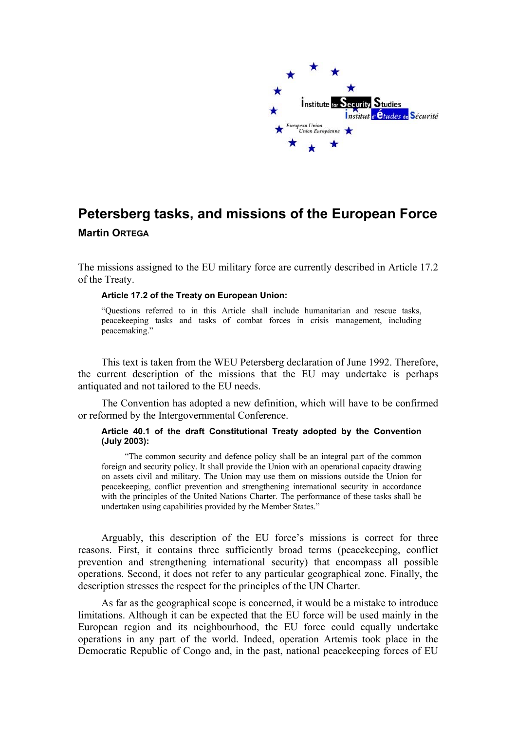# Petersberg tasks, and missions of the European Force

**Martin ORTEGA**

The missions assigned to the EU military force are currently described in Article 17.2 of the Treaty.

> **Article 17.2 of the Treaty on European Union:**
>
> "Questions referred to in this Article shall include humanitarian and rescue tasks, peacekeeping tasks and tasks of combat forces in crisis management, including peacemaking."

This text is taken from the WEU Petersberg declaration of June 1992. Therefore, the current description of the missions that the EU may undertake is perhaps antiquated and not tailored to the EU needs.

The Convention has adopted a new definition, which will have to be confirmed or reformed by the Intergovernmental Conference.

> **Article 40.1 of the draft Constitutional Treaty adopted by the Convention (July 2003):**
>
> "The common security and defence policy shall be an integral part of the common foreign and security policy. It shall provide the Union with an operational capacity drawing on assets civil and military. The Union may use them on missions outside the Union for peacekeeping, conflict prevention and strengthening international security in accordance with the principles of the United Nations Charter. The performance of these tasks shall be undertaken using capabilities provided by the Member States."

Arguably, this description of the EU force's missions is correct for three reasons. First, it contains three sufficiently broad terms (peacekeeping, conflict prevention and strengthening international security) that encompass all possible operations. Second, it does not refer to any particular geographical zone. Finally, the description stresses the respect for the principles of the UN Charter.

As far as the geographical scope is concerned, it would be a mistake to introduce limitations. Although it can be expected that the EU force will be used mainly in the European region and its neighbourhood, the EU force could equally undertake operations in any part of the world. Indeed, operation Artemis took place in the Democratic Republic of Congo and, in the past, national peacekeeping forces of EU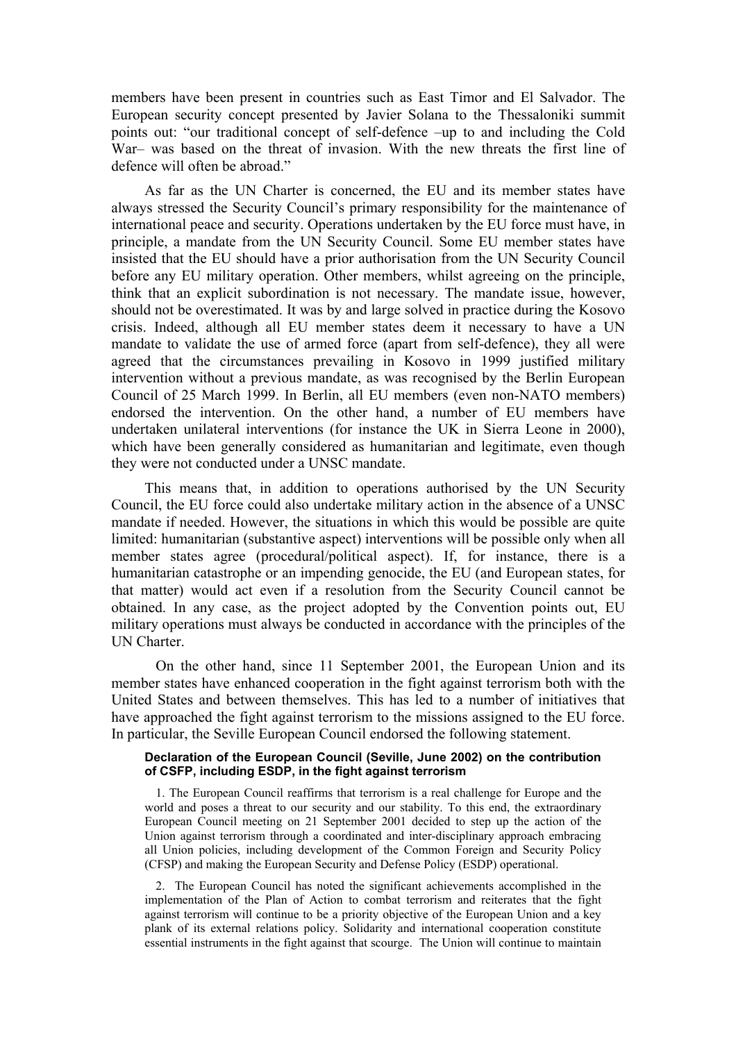members have been present in countries such as East Timor and El Salvador. The European security concept presented by Javier Solana to the Thessaloniki summit points out: "our traditional concept of self-defence –up to and including the Cold War– was based on the threat of invasion. With the new threats the first line of defence will often be abroad."

As far as the UN Charter is concerned, the EU and its member states have always stressed the Security Council's primary responsibility for the maintenance of international peace and security. Operations undertaken by the EU force must have, in principle, a mandate from the UN Security Council. Some EU member states have insisted that the EU should have a prior authorisation from the UN Security Council before any EU military operation. Other members, whilst agreeing on the principle, think that an explicit subordination is not necessary. The mandate issue, however, should not be overestimated. It was by and large solved in practice during the Kosovo crisis. Indeed, although all EU member states deem it necessary to have a UN mandate to validate the use of armed force (apart from self-defence), they all were agreed that the circumstances prevailing in Kosovo in 1999 justified military intervention without a previous mandate, as was recognised by the Berlin European Council of 25 March 1999. In Berlin, all EU members (even non-NATO members) endorsed the intervention. On the other hand, a number of EU members have undertaken unilateral interventions (for instance the UK in Sierra Leone in 2000), which have been generally considered as humanitarian and legitimate, even though they were not conducted under a UNSC mandate.

This means that, in addition to operations authorised by the UN Security Council, the EU force could also undertake military action in the absence of a UNSC mandate if needed. However, the situations in which this would be possible are quite limited: humanitarian (substantive aspect) interventions will be possible only when all member states agree (procedural/political aspect). If, for instance, there is a humanitarian catastrophe or an impending genocide, the EU (and European states, for that matter) would act even if a resolution from the Security Council cannot be obtained. In any case, as the project adopted by the Convention points out, EU military operations must always be conducted in accordance with the principles of the UN Charter.

On the other hand, since 11 September 2001, the European Union and its member states have enhanced cooperation in the fight against terrorism both with the United States and between themselves. This has led to a number of initiatives that have approached the fight against terrorism to the missions assigned to the EU force. In particular, the Seville European Council endorsed the following statement.

**Declaration of the European Council (Seville, June 2002) on the contribution of CSFP, including ESDP, in the fight against terrorism**

1. The European Council reaffirms that terrorism is a real challenge for Europe and the world and poses a threat to our security and our stability. To this end, the extraordinary European Council meeting on 21 September 2001 decided to step up the action of the Union against terrorism through a coordinated and inter-disciplinary approach embracing all Union policies, including development of the Common Foreign and Security Policy (CFSP) and making the European Security and Defense Policy (ESDP) operational.

2. The European Council has noted the significant achievements accomplished in the implementation of the Plan of Action to combat terrorism and reiterates that the fight against terrorism will continue to be a priority objective of the European Union and a key plank of its external relations policy. Solidarity and international cooperation constitute essential instruments in the fight against that scourge. The Union will continue to maintain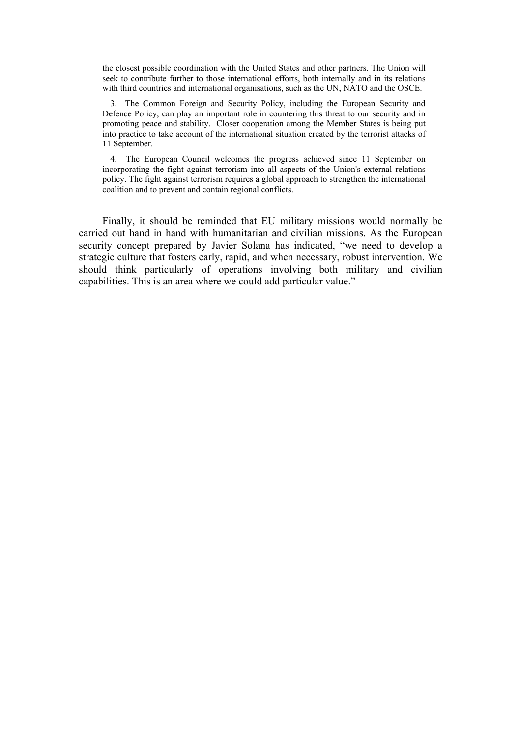> the closest possible coordination with the United States and other partners. The Union will seek to contribute further to those international efforts, both internally and in its relations with third countries and international organisations, such as the UN, NATO and the OSCE.
>
> 3. The Common Foreign and Security Policy, including the European Security and Defence Policy, can play an important role in countering this threat to our security and in promoting peace and stability. Closer cooperation among the Member States is being put into practice to take account of the international situation created by the terrorist attacks of 11 September.
>
> 4. The European Council welcomes the progress achieved since 11 September on incorporating the fight against terrorism into all aspects of the Union's external relations policy. The fight against terrorism requires a global approach to strengthen the international coalition and to prevent and contain regional conflicts.

Finally, it should be reminded that EU military missions would normally be carried out hand in hand with humanitarian and civilian missions. As the European security concept prepared by Javier Solana has indicated, "we need to develop a strategic culture that fosters early, rapid, and when necessary, robust intervention. We should think particularly of operations involving both military and civilian capabilities. This is an area where we could add particular value."